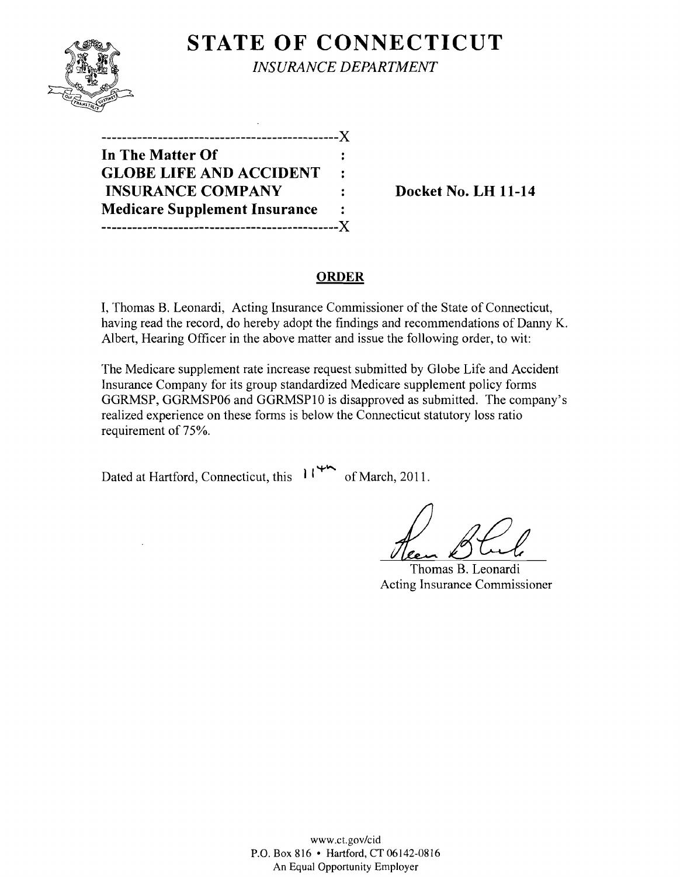# STATE OF CONNECTICUT

*INSURANCE DEPARTMENT*

---------------------------------------------X

**In The Matter Of** :
**GLOBE LIFE AND ACCIDENT** :
**INSURANCE COMPANY** : **Docket No. LH 11-14**
**Medicare Supplement Insurance** :

---------------------------------------------X

## ORDER

I, Thomas B. Leonardi, Acting Insurance Commissioner of the State of Connecticut, having read the record, do hereby adopt the findings and recommendations of Danny K. Albert, Hearing Officer in the above matter and issue the following order, to wit:

The Medicare supplement rate increase request submitted by Globe Life and Accident Insurance Company for its group standardized Medicare supplement policy forms GGRMSP, GGRMSP06 and GGRMSP10 is disapproved as submitted. The company's realized experience on these forms is below the Connecticut statutory loss ratio requirement of 75%.

Dated at Hartford, Connecticut, this 11th of March, 2011.

Thomas B. Leonardi
Acting Insurance Commissioner

www.ct.gov/cid
P.O. Box 816 • Hartford, CT 06142-0816
An Equal Opportunity Employer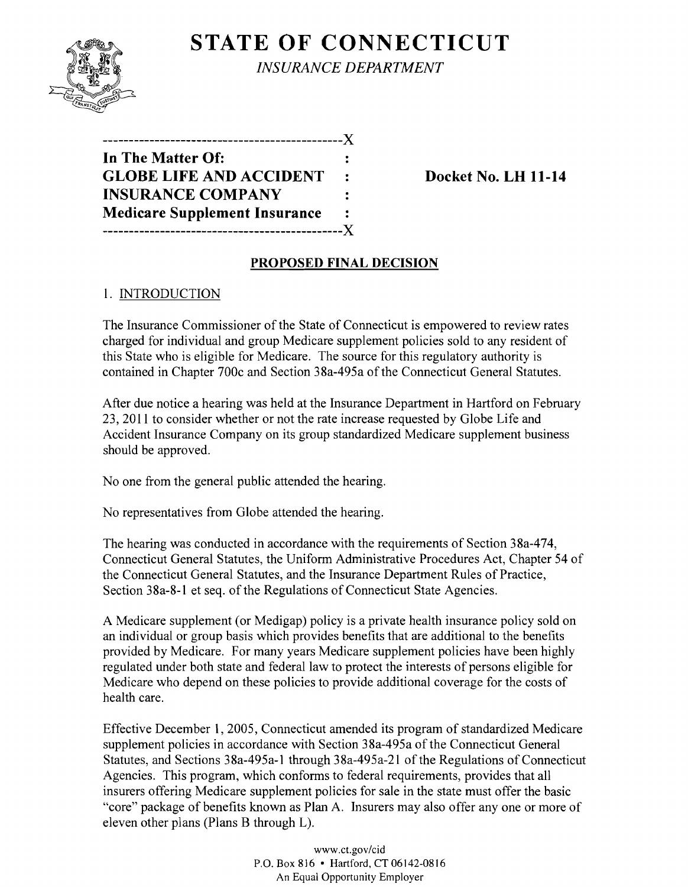# STATE OF CONNECTICUT

*INSURANCE DEPARTMENT*

```
----------------------------------------------X
In The Matter Of:                             :
GLOBE LIFE AND ACCIDENT                       :        Docket No. LH 11-14
INSURANCE COMPANY                             :
Medicare Supplement Insurance                 :
----------------------------------------------X
```

## PROPOSED FINAL DECISION

### 1. INTRODUCTION

The Insurance Commissioner of the State of Connecticut is empowered to review rates charged for individual and group Medicare supplement policies sold to any resident of this State who is eligible for Medicare. The source for this regulatory authority is contained in Chapter 700c and Section 38a-495a of the Connecticut General Statutes.

After due notice a hearing was held at the Insurance Department in Hartford on February 23, 2011 to consider whether or not the rate increase requested by Globe Life and Accident Insurance Company on its group standardized Medicare supplement business should be approved.

No one from the general public attended the hearing.

No representatives from Globe attended the hearing.

The hearing was conducted in accordance with the requirements of Section 38a-474, Connecticut General Statutes, the Uniform Administrative Procedures Act, Chapter 54 of the Connecticut General Statutes, and the Insurance Department Rules of Practice, Section 38a-8-1 et seq. of the Regulations of Connecticut State Agencies.

A Medicare supplement (or Medigap) policy is a private health insurance policy sold on an individual or group basis which provides benefits that are additional to the benefits provided by Medicare. For many years Medicare supplement policies have been highly regulated under both state and federal law to protect the interests of persons eligible for Medicare who depend on these policies to provide additional coverage for the costs of health care.

Effective December 1, 2005, Connecticut amended its program of standardized Medicare supplement policies in accordance with Section 38a-495a of the Connecticut General Statutes, and Sections 38a-495a-1 through 38a-495a-21 of the Regulations of Connecticut Agencies. This program, which conforms to federal requirements, provides that all insurers offering Medicare supplement policies for sale in the state must offer the basic "core" package of benefits known as Plan A. Insurers may also offer any one or more of eleven other plans (Plans B through L).

www.ct.gov/cid
P.O. Box 816 • Hartford, CT 06142-0816
An Equal Opportunity Employer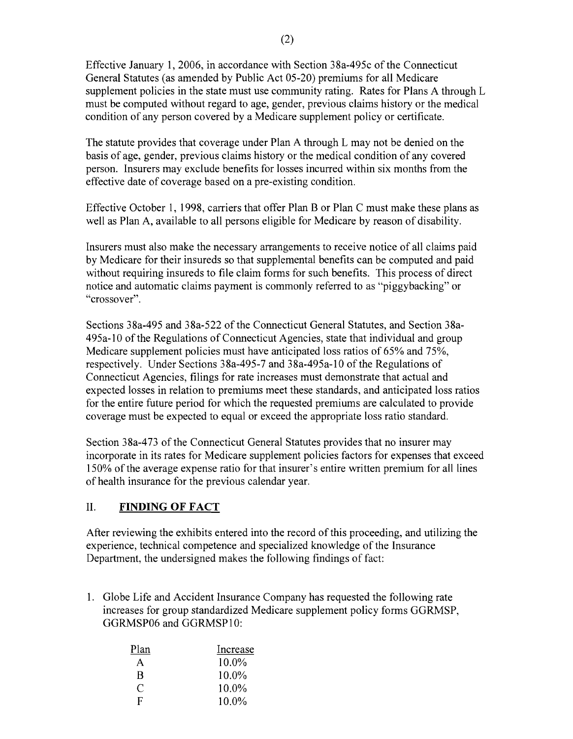Effective January 1, 2006, in accordance with Section 38a-495c of the Connecticut General Statutes (as amended by Public Act 05-20) premiums for all Medicare supplement policies in the state must use community rating. Rates for Plans A through L must be computed without regard to age, gender, previous claims history or the medical condition of any person covered by a Medicare supplement policy or certificate.

The statute provides that coverage under Plan A through L may not be denied on the basis of age, gender, previous claims history or the medical condition of any covered person. Insurers may exclude benefits for losses incurred within six months from the effective date of coverage based on a pre-existing condition.

Effective October 1, 1998, carriers that offer Plan B or Plan C must make these plans as well as Plan A, available to all persons eligible for Medicare by reason of disability.

Insurers must also make the necessary arrangements to receive notice of all claims paid by Medicare for their insureds so that supplemental benefits can be computed and paid without requiring insureds to file claim forms for such benefits. This process of direct notice and automatic claims payment is commonly referred to as "piggybacking" or "crossover".

Sections 38a-495 and 38a-522 of the Connecticut General Statutes, and Section 38a-495a-10 of the Regulations of Connecticut Agencies, state that individual and group Medicare supplement policies must have anticipated loss ratios of 65% and 75%, respectively. Under Sections 38a-495-7 and 38a-495a-10 of the Regulations of Connecticut Agencies, filings for rate increases must demonstrate that actual and expected losses in relation to premiums meet these standards, and anticipated loss ratios for the entire future period for which the requested premiums are calculated to provide coverage must be expected to equal or exceed the appropriate loss ratio standard.

Section 38a-473 of the Connecticut General Statutes provides that no insurer may incorporate in its rates for Medicare supplement policies factors for expenses that exceed 150% of the average expense ratio for that insurer's entire written premium for all lines of health insurance for the previous calendar year.

## II. FINDING OF FACT

After reviewing the exhibits entered into the record of this proceeding, and utilizing the experience, technical competence and specialized knowledge of the Insurance Department, the undersigned makes the following findings of fact:

1. Globe Life and Accident Insurance Company has requested the following rate increases for group standardized Medicare supplement policy forms GGRMSP, GGRMSP06 and GGRMSP10:

| Plan | Increase |
|---|---|
| A | 10.0% |
| B | 10.0% |
| C | 10.0% |
| F | 10.0% |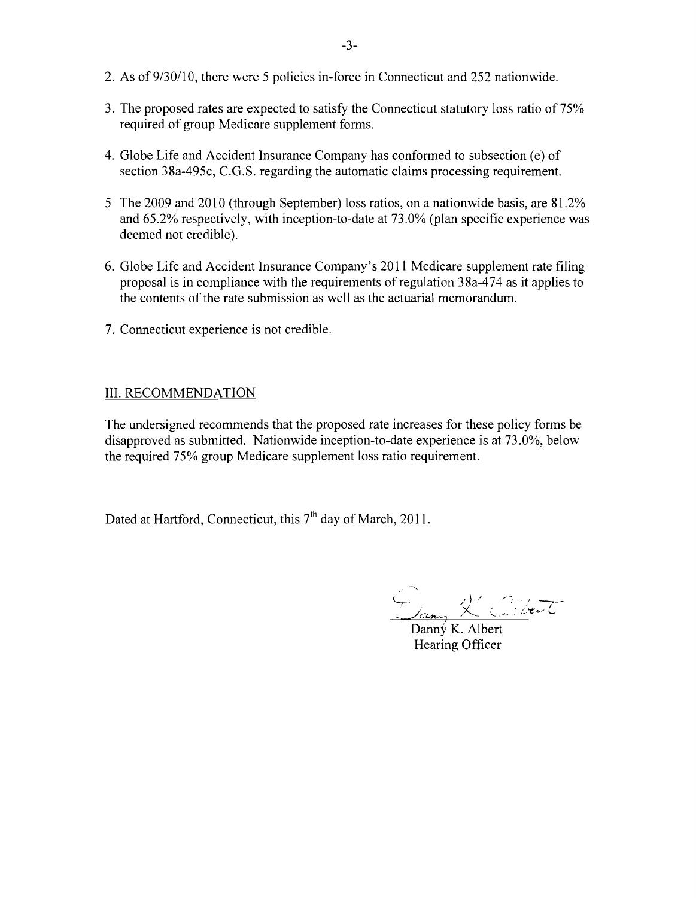2. As of 9/30/10, there were 5 policies in-force in Connecticut and 252 nationwide.

3. The proposed rates are expected to satisfy the Connecticut statutory loss ratio of 75% required of group Medicare supplement forms.

4. Globe Life and Accident Insurance Company has conformed to subsection (e) of section 38a-495c, C.G.S. regarding the automatic claims processing requirement.

5 The 2009 and 2010 (through September) loss ratios, on a nationwide basis, are 81.2% and 65.2% respectively, with inception-to-date at 73.0% (plan specific experience was deemed not credible).

6. Globe Life and Accident Insurance Company's 2011 Medicare supplement rate filing proposal is in compliance with the requirements of regulation 38a-474 as it applies to the contents of the rate submission as well as the actuarial memorandum.

7. Connecticut experience is not credible.

## III. RECOMMENDATION

The undersigned recommends that the proposed rate increases for these policy forms be disapproved as submitted. Nationwide inception-to-date experience is at 73.0%, below the required 75% group Medicare supplement loss ratio requirement.

Dated at Hartford, Connecticut, this 7th day of March, 2011.

Danny K. Albert
Hearing Officer